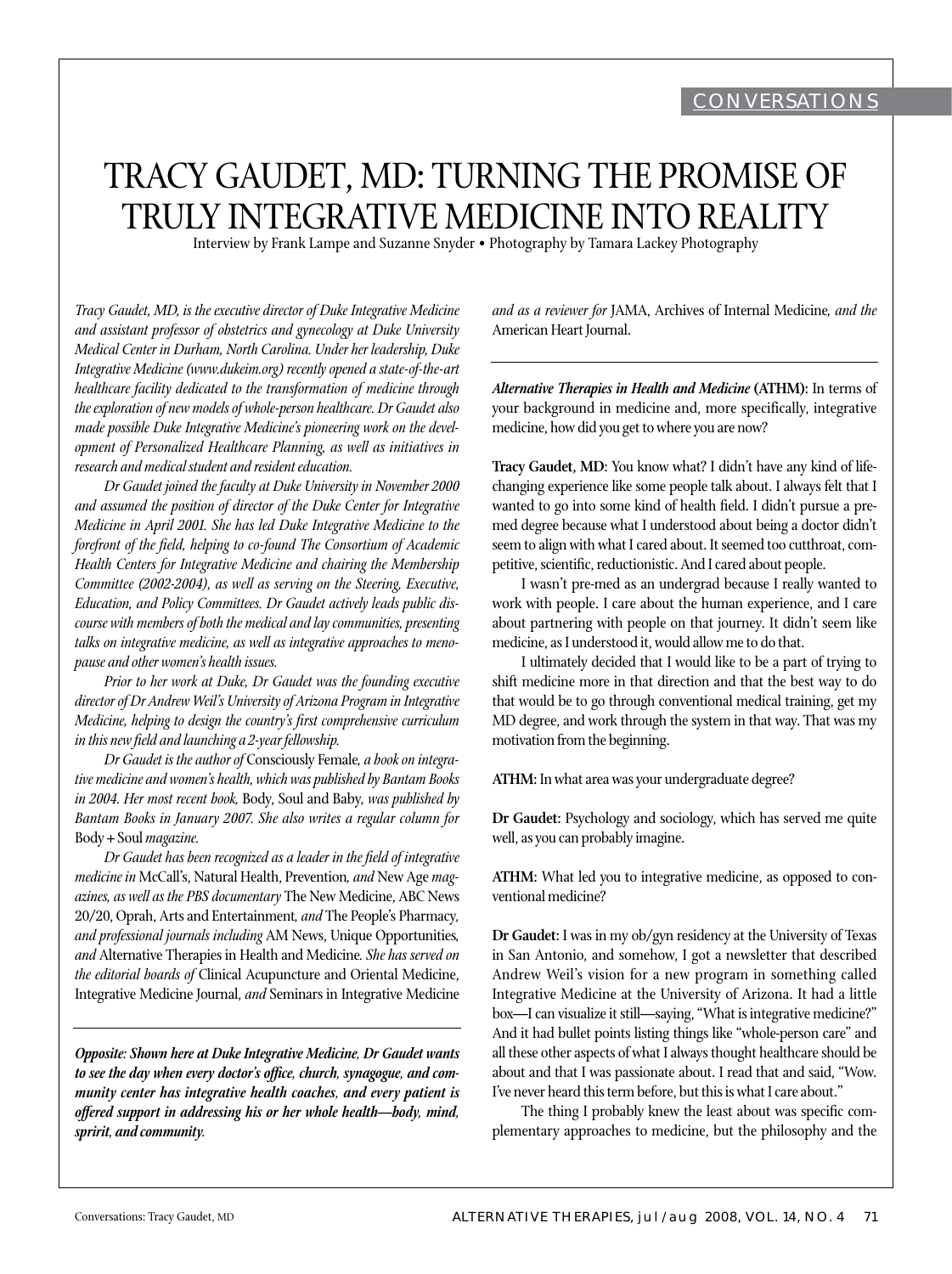# TRACY GAUDET, MD: TURNING THE PROMISE OF TRULY INTEGRATIVE MEDICINE INTO REALITY

Interview by Frank Lampe and Suzanne Snyder • Photography by Tamara Lackey Photography

*Tracy Gaudet, MD, is the executive director of Duke Integrative Medicine and assistant professor of obstetrics and gynecology at Duke University Medical Center in Durham, North Carolina. Under her leadership, Duke Integrative Medicine (www.dukeim.org) recently opened a state-of-the-art healthcare facility dedicated to the transformation of medicine through the exploration of new models of whole-person healthcare. Dr Gaudet also made possible Duke Integrative Medicine's pioneering work on the development of Personalized Healthcare Planning, as well as initiatives in research and medical student and resident education.*

*Dr Gaudet joined the faculty at Duke University in November 2000 and assumed the position of director of the Duke Center for Integrative Medicine in April 2001. She has led Duke Integrative Medicine to the forefront of the field, helping to co-found The Consortium of Academic Health Centers for Integrative Medicine and chairing the Membership Committee (2002-2004), as well as serving on the Steering, Executive, Education, and Policy Committees. Dr Gaudet actively leads public discourse with members of both the medical and lay communities, presenting talks on integrative medicine, as well as integrative approaches to menopause and other women's health issues.*

*Prior to her work at Duke, Dr Gaudet was the founding executive director of Dr Andrew Weil's University of Arizona Program in Integrative Medicine, helping to design the country's first comprehensive curriculum in this new field and launching a 2-year fellowship.*

*Dr Gaudet is the author of* Consciously Female*, a book on integrative medicine and women's health, which was published by Bantam Books in 2004. Her most recent book,* Body, Soul and Baby*, was published by Bantam Books in January 2007. She also writes a regular column for* Body + Soul *magazine.*

*Dr Gaudet has been recognized as a leader in the field of integrative medicine in* McCall's, Natural Health, Prevention, *and* New Age *magazines, as well as the PBS documentary* The New Medicine, ABC News 20/20, Oprah, Arts and Entertainment, *and* The People's Pharmacy, *and professional journals including* AM News, Unique Opportunities, *and* Alternative Therapies in Health and Medicine. *She has served on the editorial boards of* Clinical Acupuncture and Oriental Medicine, Integrative Medicine Journal, *and* Seminars in Integrative Medicine *and as a reviewer for* JAMA, Archives of Internal Medicine, *and the* American Heart Journal.

***Opposite: Shown here at Duke Integrative Medicine, Dr Gaudet wants to see the day when every doctor's office, church, synagogue, and community center has integrative health coaches, and every patient is offered support in addressing his or her whole health—body, mind, spririt, and community.***

***Alternative Therapies in Health and Medicine* (ATHM):** In terms of your background in medicine and, more specifically, integrative medicine, how did you get to where you are now?

**Tracy Gaudet, MD:** You know what? I didn't have any kind of life-changing experience like some people talk about. I always felt that I wanted to go into some kind of health field. I didn't pursue a pre-med degree because what I understood about being a doctor didn't seem to align with what I cared about. It seemed too cutthroat, competitive, scientific, reductionistic. And I cared about people.

I wasn't pre-med as an undergrad because I really wanted to work with people. I care about the human experience, and I care about partnering with people on that journey. It didn't seem like medicine, as I understood it, would allow me to do that.

I ultimately decided that I would like to be a part of trying to shift medicine more in that direction and that the best way to do that would be to go through conventional medical training, get my MD degree, and work through the system in that way. That was my motivation from the beginning.

**ATHM:** In what area was your undergraduate degree?

**Dr Gaudet:** Psychology and sociology, which has served me quite well, as you can probably imagine.

**ATHM:** What led you to integrative medicine, as opposed to conventional medicine?

**Dr Gaudet:** I was in my ob/gyn residency at the University of Texas in San Antonio, and somehow, I got a newsletter that described Andrew Weil's vision for a new program in something called Integrative Medicine at the University of Arizona. It had a little box—I can visualize it still—saying, "What is integrative medicine?" And it had bullet points listing things like "whole-person care" and all these other aspects of what I always thought healthcare should be about and that I was passionate about. I read that and said, "Wow. I've never heard this term before, but this is what I care about."

The thing I probably knew the least about was specific complementary approaches to medicine, but the philosophy and the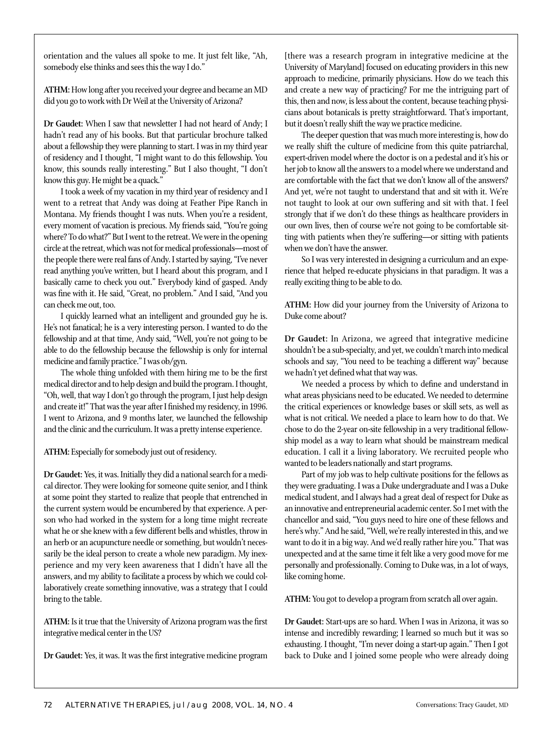orientation and the values all spoke to me. It just felt like, "Ah, somebody else thinks and sees this the way I do."

**ATHM:** How long after you received your degree and became an MD did you go to work with Dr Weil at the University of Arizona?

**Dr Gaudet:** When I saw that newsletter I had not heard of Andy; I hadn't read any of his books. But that particular brochure talked about a fellowship they were planning to start. I was in my third year of residency and I thought, "I might want to do this fellowship. You know, this sounds really interesting." But I also thought, "I don't know this guy. He might be a quack."

I took a week of my vacation in my third year of residency and I went to a retreat that Andy was doing at Feather Pipe Ranch in Montana. My friends thought I was nuts. When you're a resident, every moment of vacation is precious. My friends said, "You're going where? To do what?" But I went to the retreat. We were in the opening circle at the retreat, which was not for medical professionals—most of the people there were real fans of Andy. I started by saying, "I've never read anything you've written, but I heard about this program, and I basically came to check you out." Everybody kind of gasped. Andy was fine with it. He said, "Great, no problem." And I said, "And you can check me out, too."

I quickly learned what an intelligent and grounded guy he is. He's not fanatical; he is a very interesting person. I wanted to do the fellowship and at that time, Andy said, "Well, you're not going to be able to do the fellowship because the fellowship is only for internal medicine and family practice." I was ob/gyn.

The whole thing unfolded with them hiring me to be the first medical director and to help design and build the program. I thought, "Oh, well, that way I don't go through the program, I just help design and create it!" That was the year after I finished my residency, in 1996. I went to Arizona, and 9 months later, we launched the fellowship and the clinic and the curriculum. It was a pretty intense experience.

**ATHM:** Especially for somebody just out of residency.

**Dr Gaudet:** Yes, it was. Initially they did a national search for a medical director. They were looking for someone quite senior, and I think at some point they started to realize that people that entrenched in the current system would be encumbered by that experience. A person who had worked in the system for a long time might recreate what he or she knew with a few different bells and whistles, throw in an herb or an acupuncture needle or something, but wouldn't necessarily be the ideal person to create a whole new paradigm. My inexperience and my very keen awareness that I didn't have all the answers, and my ability to facilitate a process by which we could collaboratively create something innovative, was a strategy that I could bring to the table.

**ATHM:** Is it true that the University of Arizona program was the first integrative medical center in the US?

**Dr Gaudet:** Yes, it was. It was the first integrative medicine program [there was a research program in integrative medicine at the University of Maryland] focused on educating providers in this new approach to medicine, primarily physicians. How do we teach this and create a new way of practicing? For me the intriguing part of this, then and now, is less about the content, because teaching physicians about botanicals is pretty straightforward. That's important, but it doesn't really shift the way we practice medicine.

The deeper question that was much more interesting is, how do we really shift the culture of medicine from this quite patriarchal, expert-driven model where the doctor is on a pedestal and it's his or her job to know all the answers to a model where we understand and are comfortable with the fact that we don't know all of the answers? And yet, we're not taught to understand that and sit with it. We're not taught to look at our own suffering and sit with that. I feel strongly that if we don't do these things as healthcare providers in our own lives, then of course we're not going to be comfortable sitting with patients when they're suffering—or sitting with patients when we don't have the answer.

So I was very interested in designing a curriculum and an experience that helped re-educate physicians in that paradigm. It was a really exciting thing to be able to do.

**ATHM:** How did your journey from the University of Arizona to Duke come about?

**Dr Gaudet:** In Arizona, we agreed that integrative medicine shouldn't be a sub-specialty, and yet, we couldn't march into medical schools and say, "You need to be teaching a different way" because we hadn't yet defined what that way was.

We needed a process by which to define and understand in what areas physicians need to be educated. We needed to determine the critical experiences or knowledge bases or skill sets, as well as what is not critical. We needed a place to learn how to do that. We chose to do the 2-year on-site fellowship in a very traditional fellowship model as a way to learn what should be mainstream medical education. I call it a living laboratory. We recruited people who wanted to be leaders nationally and start programs.

Part of my job was to help cultivate positions for the fellows as they were graduating. I was a Duke undergraduate and I was a Duke medical student, and I always had a great deal of respect for Duke as an innovative and entrepreneurial academic center. So I met with the chancellor and said, "You guys need to hire one of these fellows and here's why." And he said, "Well, we're really interested in this, and we want to do it in a big way. And we'd really rather hire you." That was unexpected and at the same time it felt like a very good move for me personally and professionally. Coming to Duke was, in a lot of ways, like coming home.

**ATHM:** You got to develop a program from scratch all over again.

**Dr Gaudet:** Start-ups are so hard. When I was in Arizona, it was so intense and incredibly rewarding; I learned so much but it was so exhausting. I thought, "I'm never doing a start-up again." Then I got back to Duke and I joined some people who were already doing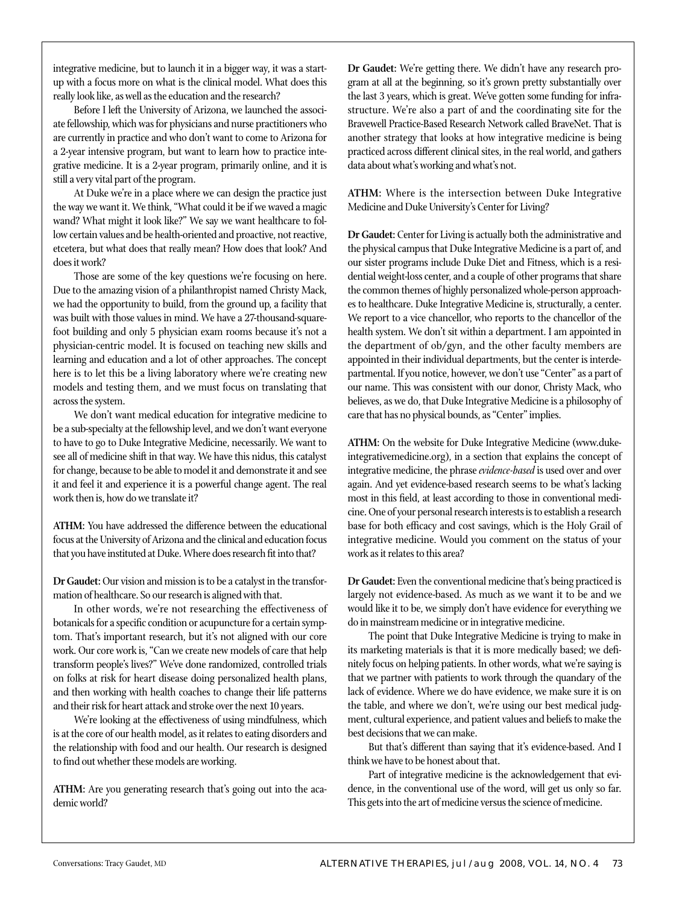integrative medicine, but to launch it in a bigger way, it was a start-up with a focus more on what is the clinical model. What does this really look like, as well as the education and the research?

Before I left the University of Arizona, we launched the associate fellowship, which was for physicians and nurse practitioners who are currently in practice and who don't want to come to Arizona for a 2-year intensive program, but want to learn how to practice integrative medicine. It is a 2-year program, primarily online, and it is still a very vital part of the program.

At Duke we're in a place where we can design the practice just the way we want it. We think, "What could it be if we waved a magic wand? What might it look like?" We say we want healthcare to follow certain values and be health-oriented and proactive, not reactive, etcetera, but what does that really mean? How does that look? And does it work?

Those are some of the key questions we're focusing on here. Due to the amazing vision of a philanthropist named Christy Mack, we had the opportunity to build, from the ground up, a facility that was built with those values in mind. We have a 27-thousand-square-foot building and only 5 physician exam rooms because it's not a physician-centric model. It is focused on teaching new skills and learning and education and a lot of other approaches. The concept here is to let this be a living laboratory where we're creating new models and testing them, and we must focus on translating that across the system.

We don't want medical education for integrative medicine to be a sub-specialty at the fellowship level, and we don't want everyone to have to go to Duke Integrative Medicine, necessarily. We want to see all of medicine shift in that way. We have this nidus, this catalyst for change, because to be able to model it and demonstrate it and see it and feel it and experience it is a powerful change agent. The real work then is, how do we translate it?

**ATHM:** You have addressed the difference between the educational focus at the University of Arizona and the clinical and education focus that you have instituted at Duke. Where does research fit into that?

**Dr Gaudet:** Our vision and mission is to be a catalyst in the transformation of healthcare. So our research is aligned with that.

In other words, we're not researching the effectiveness of botanicals for a specific condition or acupuncture for a certain symptom. That's important research, but it's not aligned with our core work. Our core work is, "Can we create new models of care that help transform people's lives?" We've done randomized, controlled trials on folks at risk for heart disease doing personalized health plans, and then working with health coaches to change their life patterns and their risk for heart attack and stroke over the next 10 years.

We're looking at the effectiveness of using mindfulness, which is at the core of our health model, as it relates to eating disorders and the relationship with food and our health. Our research is designed to find out whether these models are working.

**ATHM:** Are you generating research that's going out into the academic world?

**Dr Gaudet:** We're getting there. We didn't have any research program at all at the beginning, so it's grown pretty substantially over the last 3 years, which is great. We've gotten some funding for infrastructure. We're also a part of and the coordinating site for the Bravewell Practice-Based Research Network called BraveNet. That is another strategy that looks at how integrative medicine is being practiced across different clinical sites, in the real world, and gathers data about what's working and what's not.

**ATHM:** Where is the intersection between Duke Integrative Medicine and Duke University's Center for Living?

**Dr Gaudet:** Center for Living is actually both the administrative and the physical campus that Duke Integrative Medicine is a part of, and our sister programs include Duke Diet and Fitness, which is a residential weight-loss center, and a couple of other programs that share the common themes of highly personalized whole-person approaches to healthcare. Duke Integrative Medicine is, structurally, a center. We report to a vice chancellor, who reports to the chancellor of the health system. We don't sit within a department. I am appointed in the department of ob/gyn, and the other faculty members are appointed in their individual departments, but the center is interdepartmental. If you notice, however, we don't use "Center" as a part of our name. This was consistent with our donor, Christy Mack, who believes, as we do, that Duke Integrative Medicine is a philosophy of care that has no physical bounds, as "Center" implies.

**ATHM:** On the website for Duke Integrative Medicine (www.dukeintegrativemedicine.org), in a section that explains the concept of integrative medicine, the phrase *evidence-based* is used over and over again. And yet evidence-based research seems to be what's lacking most in this field, at least according to those in conventional medicine. One of your personal research interests is to establish a research base for both efficacy and cost savings, which is the Holy Grail of integrative medicine. Would you comment on the status of your work as it relates to this area?

**Dr Gaudet:** Even the conventional medicine that's being practiced is largely not evidence-based. As much as we want it to be and we would like it to be, we simply don't have evidence for everything we do in mainstream medicine or in integrative medicine.

The point that Duke Integrative Medicine is trying to make in its marketing materials is that it is more medically based; we definitely focus on helping patients. In other words, what we're saying is that we partner with patients to work through the quandary of the lack of evidence. Where we do have evidence, we make sure it is on the table, and where we don't, we're using our best medical judgment, cultural experience, and patient values and beliefs to make the best decisions that we can make.

But that's different than saying that it's evidence-based. And I think we have to be honest about that.

Part of integrative medicine is the acknowledgement that evidence, in the conventional use of the word, will get us only so far. This gets into the art of medicine versus the science of medicine.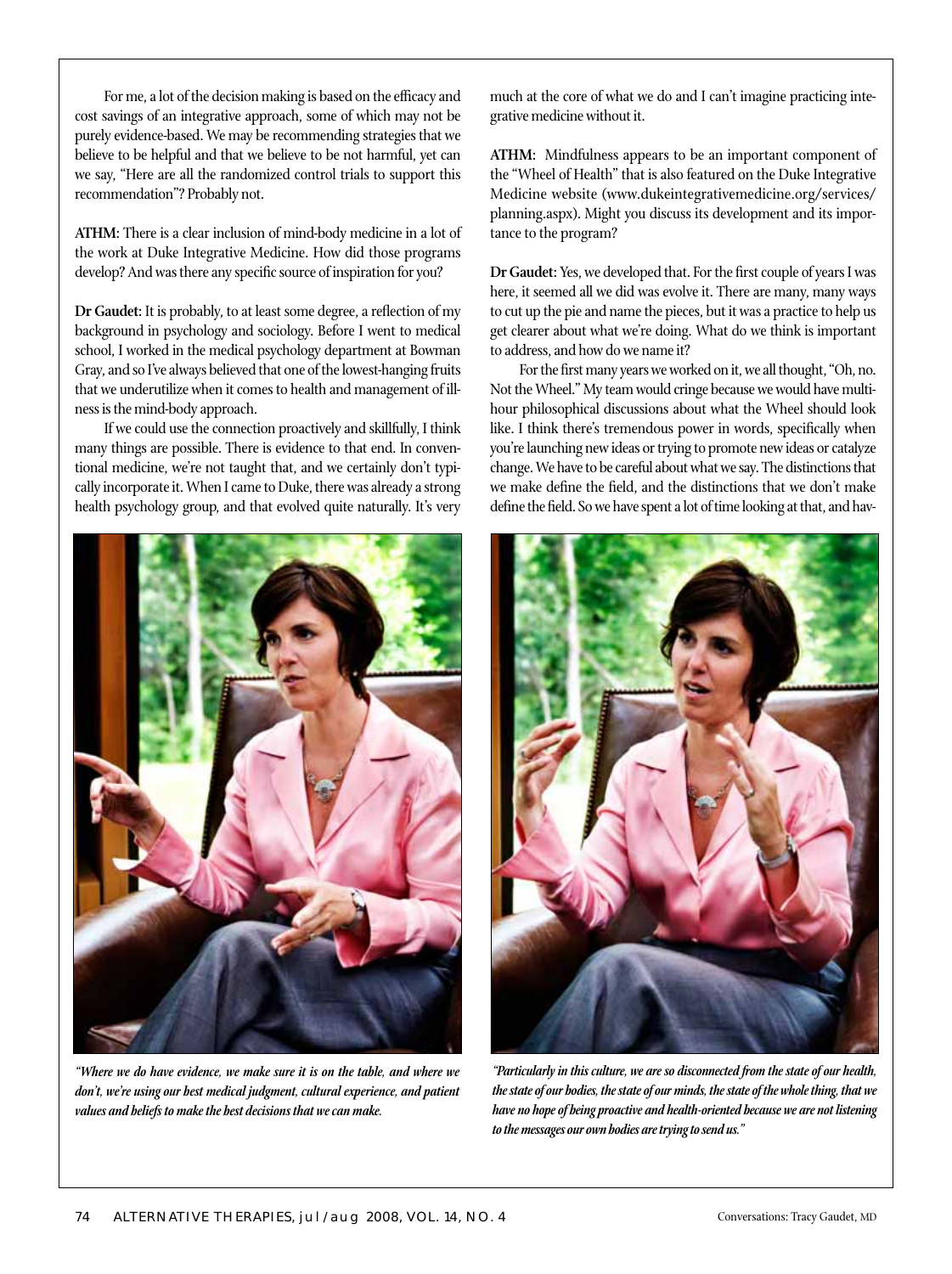For me, a lot of the decision making is based on the efficacy and cost savings of an integrative approach, some of which may not be purely evidence-based. We may be recommending strategies that we believe to be helpful and that we believe to be not harmful, yet can we say, "Here are all the randomized control trials to support this recommendation"? Probably not.

**ATHM:** There is a clear inclusion of mind-body medicine in a lot of the work at Duke Integrative Medicine. How did those programs develop? And was there any specific source of inspiration for you?

**Dr Gaudet:** It is probably, to at least some degree, a reflection of my background in psychology and sociology. Before I went to medical school, I worked in the medical psychology department at Bowman Gray, and so I've always believed that one of the lowest-hanging fruits that we underutilize when it comes to health and management of illness is the mind-body approach.

If we could use the connection proactively and skillfully, I think many things are possible. There is evidence to that end. In conventional medicine, we're not taught that, and we certainly don't typically incorporate it. When I came to Duke, there was already a strong health psychology group, and that evolved quite naturally. It's very much at the core of what we do and I can't imagine practicing integrative medicine without it.

**ATHM:** Mindfulness appears to be an important component of the "Wheel of Health" that is also featured on the Duke Integrative Medicine website (www.dukeintegrativemedicine.org/services/planning.aspx). Might you discuss its development and its importance to the program?

**Dr Gaudet:** Yes, we developed that. For the first couple of years I was here, it seemed all we did was evolve it. There are many, many ways to cut up the pie and name the pieces, but it was a practice to help us get clearer about what we're doing. What do we think is important to address, and how do we name it?

For the first many years we worked on it, we all thought, "Oh, no. Not the Wheel." My team would cringe because we would have multihour philosophical discussions about what the Wheel should look like. I think there's tremendous power in words, specifically when you're launching new ideas or trying to promote new ideas or catalyze change. We have to be careful about what we say. The distinctions that we make define the field, and the distinctions that we don't make define the field. So we have spent a lot of time looking at that, and hav-

*"Where we do have evidence, we make sure it is on the table, and where we don't, we're using our best medical judgment, cultural experience, and patient values and beliefs to make the best decisions that we can make.*

*"Particularly in this culture, we are so disconnected from the state of our health, the state of our bodies, the state of our minds, the state of the whole thing, that we have no hope of being proactive and health-oriented because we are not listening to the messages our own bodies are trying to send us."*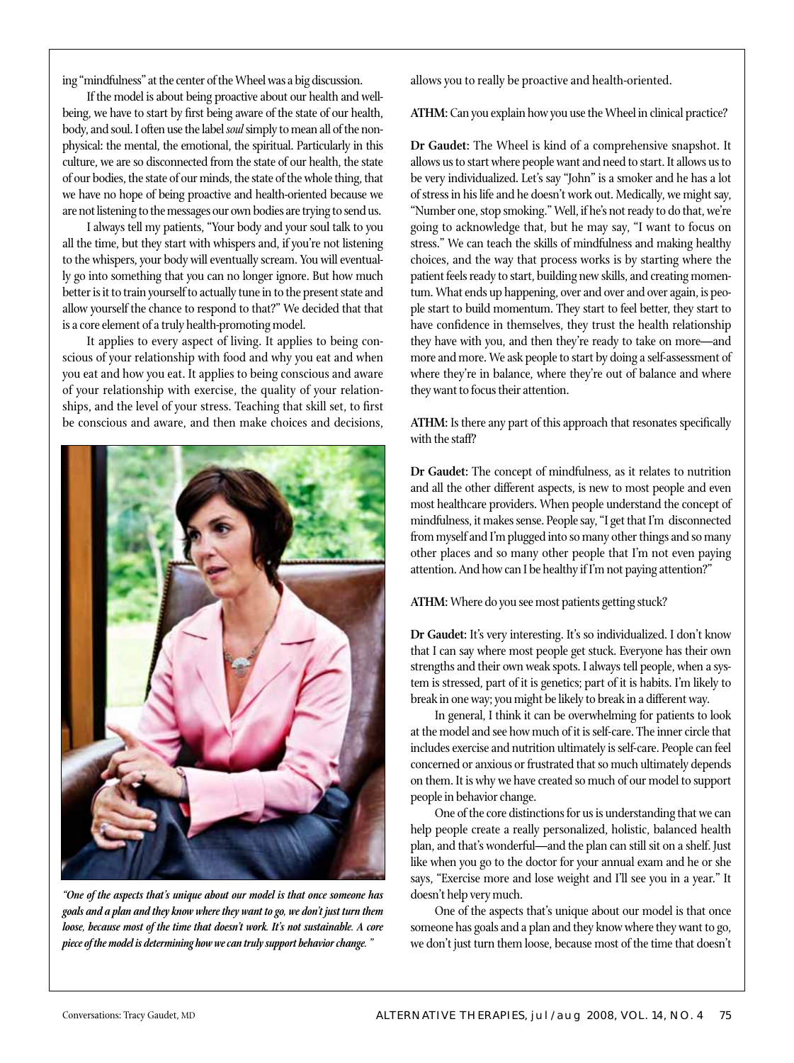ing "mindfulness" at the center of the Wheel was a big discussion.

If the model is about being proactive about our health and well-being, we have to start by first being aware of the state of our health, body, and soul. I often use the label *soul* simply to mean all of the non-physical: the mental, the emotional, the spiritual. Particularly in this culture, we are so disconnected from the state of our health, the state of our bodies, the state of our minds, the state of the whole thing, that we have no hope of being proactive and health-oriented because we are not listening to the messages our own bodies are trying to send us.

I always tell my patients, "Your body and your soul talk to you all the time, but they start with whispers and, if you're not listening to the whispers, your body will eventually scream. You will eventually go into something that you can no longer ignore. But how much better is it to train yourself to actually tune in to the present state and allow yourself the chance to respond to that?" We decided that that is a core element of a truly health-promoting model.

It applies to every aspect of living. It applies to being conscious of your relationship with food and why you eat and when you eat and how you eat. It applies to being conscious and aware of your relationship with exercise, the quality of your relationships, and the level of your stress. Teaching that skill set, to first be conscious and aware, and then make choices and decisions, allows you to really be proactive and health-oriented.

*"One of the aspects that's unique about our model is that once someone has goals and a plan and they know where they want to go, we don't just turn them loose, because most of the time that doesn't work. It's not sustainable. A core piece of the model is determining how we can truly support behavior change."*

**ATHM:** Can you explain how you use the Wheel in clinical practice?

**Dr Gaudet:** The Wheel is kind of a comprehensive snapshot. It allows us to start where people want and need to start. It allows us to be very individualized. Let's say "John" is a smoker and he has a lot of stress in his life and he doesn't work out. Medically, we might say, "Number one, stop smoking." Well, if he's not ready to do that, we're going to acknowledge that, but he may say, "I want to focus on stress." We can teach the skills of mindfulness and making healthy choices, and the way that process works is by starting where the patient feels ready to start, building new skills, and creating momentum. What ends up happening, over and over and over again, is people start to build momentum. They start to feel better, they start to have confidence in themselves, they trust the health relationship they have with you, and then they're ready to take on more—and more and more. We ask people to start by doing a self-assessment of where they're in balance, where they're out of balance and where they want to focus their attention.

**ATHM:** Is there any part of this approach that resonates specifically with the staff?

**Dr Gaudet:** The concept of mindfulness, as it relates to nutrition and all the other different aspects, is new to most people and even most healthcare providers. When people understand the concept of mindfulness, it makes sense. People say, "I get that I'm disconnected from myself and I'm plugged into so many other things and so many other places and so many other people that I'm not even paying attention. And how can I be healthy if I'm not paying attention?"

**ATHM:** Where do you see most patients getting stuck?

**Dr Gaudet:** It's very interesting. It's so individualized. I don't know that I can say where most people get stuck. Everyone has their own strengths and their own weak spots. I always tell people, when a system is stressed, part of it is genetics; part of it is habits. I'm likely to break in one way; you might be likely to break in a different way.

In general, I think it can be overwhelming for patients to look at the model and see how much of it is self-care. The inner circle that includes exercise and nutrition ultimately is self-care. People can feel concerned or anxious or frustrated that so much ultimately depends on them. It is why we have created so much of our model to support people in behavior change.

One of the core distinctions for us is understanding that we can help people create a really personalized, holistic, balanced health plan, and that's wonderful—and the plan can still sit on a shelf. Just like when you go to the doctor for your annual exam and he or she says, "Exercise more and lose weight and I'll see you in a year." It doesn't help very much.

One of the aspects that's unique about our model is that once someone has goals and a plan and they know where they want to go, we don't just turn them loose, because most of the time that doesn't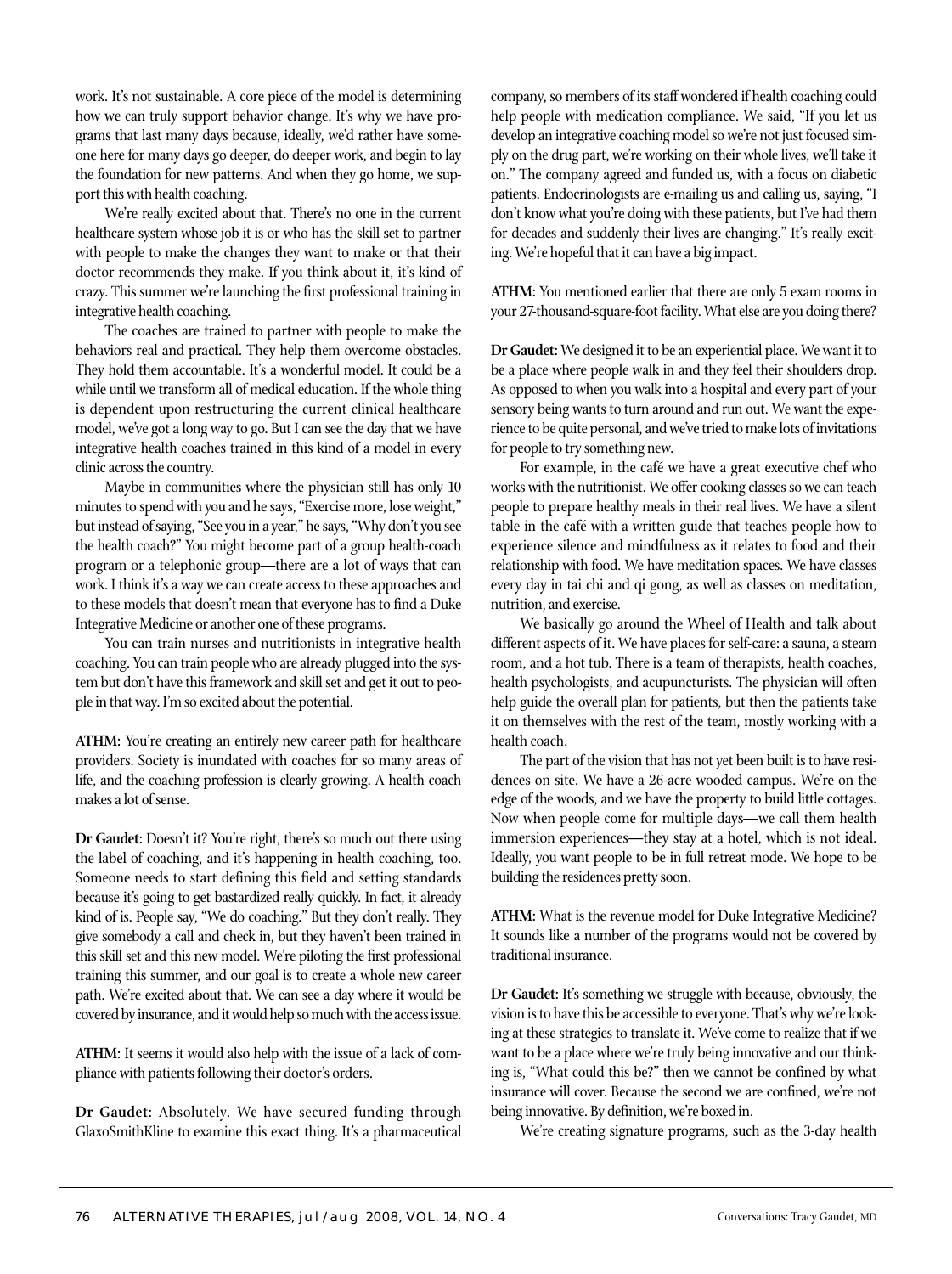work. It's not sustainable. A core piece of the model is determining how we can truly support behavior change. It's why we have programs that last many days because, ideally, we'd rather have someone here for many days go deeper, do deeper work, and begin to lay the foundation for new patterns. And when they go home, we support this with health coaching.

We're really excited about that. There's no one in the current healthcare system whose job it is or who has the skill set to partner with people to make the changes they want to make or that their doctor recommends they make. If you think about it, it's kind of crazy. This summer we're launching the first professional training in integrative health coaching.

The coaches are trained to partner with people to make the behaviors real and practical. They help them overcome obstacles. They hold them accountable. It's a wonderful model. It could be a while until we transform all of medical education. If the whole thing is dependent upon restructuring the current clinical healthcare model, we've got a long way to go. But I can see the day that we have integrative health coaches trained in this kind of a model in every clinic across the country.

Maybe in communities where the physician still has only 10 minutes to spend with you and he says, "Exercise more, lose weight," but instead of saying, "See you in a year," he says, "Why don't you see the health coach?" You might become part of a group health-coach program or a telephonic group—there are a lot of ways that can work. I think it's a way we can create access to these approaches and to these models that doesn't mean that everyone has to find a Duke Integrative Medicine or another one of these programs.

You can train nurses and nutritionists in integrative health coaching. You can train people who are already plugged into the system but don't have this framework and skill set and get it out to people in that way. I'm so excited about the potential.

**ATHM:** You're creating an entirely new career path for healthcare providers. Society is inundated with coaches for so many areas of life, and the coaching profession is clearly growing. A health coach makes a lot of sense.

**Dr Gaudet:** Doesn't it? You're right, there's so much out there using the label of coaching, and it's happening in health coaching, too. Someone needs to start defining this field and setting standards because it's going to get bastardized really quickly. In fact, it already kind of is. People say, "We do coaching." But they don't really. They give somebody a call and check in, but they haven't been trained in this skill set and this new model. We're piloting the first professional training this summer, and our goal is to create a whole new career path. We're excited about that. We can see a day where it would be covered by insurance, and it would help so much with the access issue.

**ATHM:** It seems it would also help with the issue of a lack of compliance with patients following their doctor's orders.

**Dr Gaudet:** Absolutely. We have secured funding through GlaxoSmithKline to examine this exact thing. It's a pharmaceutical company, so members of its staff wondered if health coaching could help people with medication compliance. We said, "If you let us develop an integrative coaching model so we're not just focused simply on the drug part, we're working on their whole lives, we'll take it on." The company agreed and funded us, with a focus on diabetic patients. Endocrinologists are e-mailing us and calling us, saying, "I don't know what you're doing with these patients, but I've had them for decades and suddenly their lives are changing." It's really exciting. We're hopeful that it can have a big impact.

**ATHM:** You mentioned earlier that there are only 5 exam rooms in your 27-thousand-square-foot facility. What else are you doing there?

**Dr Gaudet:** We designed it to be an experiential place. We want it to be a place where people walk in and they feel their shoulders drop. As opposed to when you walk into a hospital and every part of your sensory being wants to turn around and run out. We want the experience to be quite personal, and we've tried to make lots of invitations for people to try something new.

For example, in the café we have a great executive chef who works with the nutritionist. We offer cooking classes so we can teach people to prepare healthy meals in their real lives. We have a silent table in the café with a written guide that teaches people how to experience silence and mindfulness as it relates to food and their relationship with food. We have meditation spaces. We have classes every day in tai chi and qi gong, as well as classes on meditation, nutrition, and exercise.

We basically go around the Wheel of Health and talk about different aspects of it. We have places for self-care: a sauna, a steam room, and a hot tub. There is a team of therapists, health coaches, health psychologists, and acupuncturists. The physician will often help guide the overall plan for patients, but then the patients take it on themselves with the rest of the team, mostly working with a health coach.

The part of the vision that has not yet been built is to have residences on site. We have a 26-acre wooded campus. We're on the edge of the woods, and we have the property to build little cottages. Now when people come for multiple days—we call them health immersion experiences—they stay at a hotel, which is not ideal. Ideally, you want people to be in full retreat mode. We hope to be building the residences pretty soon.

**ATHM:** What is the revenue model for Duke Integrative Medicine? It sounds like a number of the programs would not be covered by traditional insurance.

**Dr Gaudet:** It's something we struggle with because, obviously, the vision is to have this be accessible to everyone. That's why we're looking at these strategies to translate it. We've come to realize that if we want to be a place where we're truly being innovative and our thinking is, "What could this be?" then we cannot be confined by what insurance will cover. Because the second we are confined, we're not being innovative. By definition, we're boxed in.

We're creating signature programs, such as the 3-day health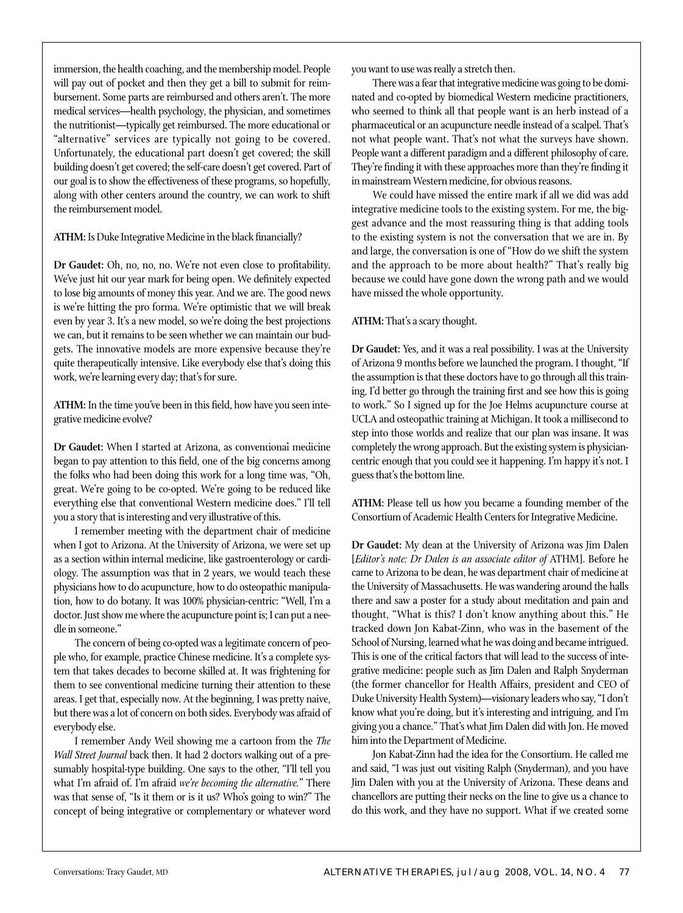immersion, the health coaching, and the membership model. People will pay out of pocket and then they get a bill to submit for reimbursement. Some parts are reimbursed and others aren't. The more medical services—health psychology, the physician, and sometimes the nutritionist—typically get reimbursed. The more educational or "alternative" services are typically not going to be covered. Unfortunately, the educational part doesn't get covered; the skill building doesn't get covered; the self-care doesn't get covered. Part of our goal is to show the effectiveness of these programs, so hopefully, along with other centers around the country, we can work to shift the reimbursement model.

**ATHM**: Is Duke Integrative Medicine in the black financially?

**Dr Gaudet**: Oh, no, no, no. We're not even close to profitability. We've just hit our year mark for being open. We definitely expected to lose big amounts of money this year. And we are. The good news is we're hitting the pro forma. We're optimistic that we will break even by year 3. It's a new model, so we're doing the best projections we can, but it remains to be seen whether we can maintain our budgets. The innovative models are more expensive because they're quite therapeutically intensive. Like everybody else that's doing this work, we're learning every day; that's for sure.

**ATHM**: In the time you've been in this field, how have you seen integrative medicine evolve?

**Dr Gaudet**: When I started at Arizona, as conventional medicine began to pay attention to this field, one of the big concerns among the folks who had been doing this work for a long time was, "Oh, great. We're going to be co-opted. We're going to be reduced like everything else that conventional Western medicine does." I'll tell you a story that is interesting and very illustrative of this.

I remember meeting with the department chair of medicine when I got to Arizona. At the University of Arizona, we were set up as a section within internal medicine, like gastroenterology or cardiology. The assumption was that in 2 years, we would teach these physicians how to do acupuncture, how to do osteopathic manipulation, how to do botany. It was 100% physician-centric: "Well, I'm a doctor. Just show me where the acupuncture point is; I can put a needle in someone."

The concern of being co-opted was a legitimate concern of people who, for example, practice Chinese medicine. It's a complete system that takes decades to become skilled at. It was frightening for them to see conventional medicine turning their attention to these areas. I get that, especially now. At the beginning, I was pretty naive, but there was a lot of concern on both sides. Everybody was afraid of everybody else.

I remember Andy Weil showing me a cartoon from the *The Wall Street Journal* back then. It had 2 doctors walking out of a presumably hospital-type building. One says to the other, "I'll tell you what I'm afraid of. I'm afraid *we're becoming the alternative.*" There was that sense of, "Is it them or is it us? Who's going to win?" The concept of being integrative or complementary or whatever word you want to use was really a stretch then.

There was a fear that integrative medicine was going to be dominated and co-opted by biomedical Western medicine practitioners, who seemed to think all that people want is an herb instead of a pharmaceutical or an acupuncture needle instead of a scalpel. That's not what people want. That's not what the surveys have shown. People want a different paradigm and a different philosophy of care. They're finding it with these approaches more than they're finding it in mainstream Western medicine, for obvious reasons.

We could have missed the entire mark if all we did was add integrative medicine tools to the existing system. For me, the biggest advance and the most reassuring thing is that adding tools to the existing system is not the conversation that we are in. By and large, the conversation is one of "How do we shift the system and the approach to be more about health?" That's really big because we could have gone down the wrong path and we would have missed the whole opportunity.

**ATHM**: That's a scary thought.

**Dr Gaudet**: Yes, and it was a real possibility. I was at the University of Arizona 9 months before we launched the program. I thought, "If the assumption is that these doctors have to go through all this training, I'd better go through the training first and see how this is going to work." So I signed up for the Joe Helms acupuncture course at UCLA and osteopathic training at Michigan. It took a millisecond to step into those worlds and realize that our plan was insane. It was completely the wrong approach. But the existing system is physician-centric enough that you could see it happening. I'm happy it's not. I guess that's the bottom line.

**ATHM**: Please tell us how you became a founding member of the Consortium of Academic Health Centers for Integrative Medicine.

**Dr Gaudet**: My dean at the University of Arizona was Jim Dalen [*Editor's note: Dr Dalen is an associate editor of* ATHM]. Before he came to Arizona to be dean, he was department chair of medicine at the University of Massachusetts. He was wandering around the halls there and saw a poster for a study about meditation and pain and thought, "What is this? I don't know anything about this." He tracked down Jon Kabat-Zinn, who was in the basement of the School of Nursing, learned what he was doing and became intrigued. This is one of the critical factors that will lead to the success of integrative medicine: people such as Jim Dalen and Ralph Snyderman (the former chancellor for Health Affairs, president and CEO of Duke University Health System)—visionary leaders who say, "I don't know what you're doing, but it's interesting and intriguing, and I'm giving you a chance." That's what Jim Dalen did with Jon. He moved him into the Department of Medicine.

Jon Kabat-Zinn had the idea for the Consortium. He called me and said, "I was just out visiting Ralph (Snyderman), and you have Jim Dalen with you at the University of Arizona. These deans and chancellors are putting their necks on the line to give us a chance to do this work, and they have no support. What if we created some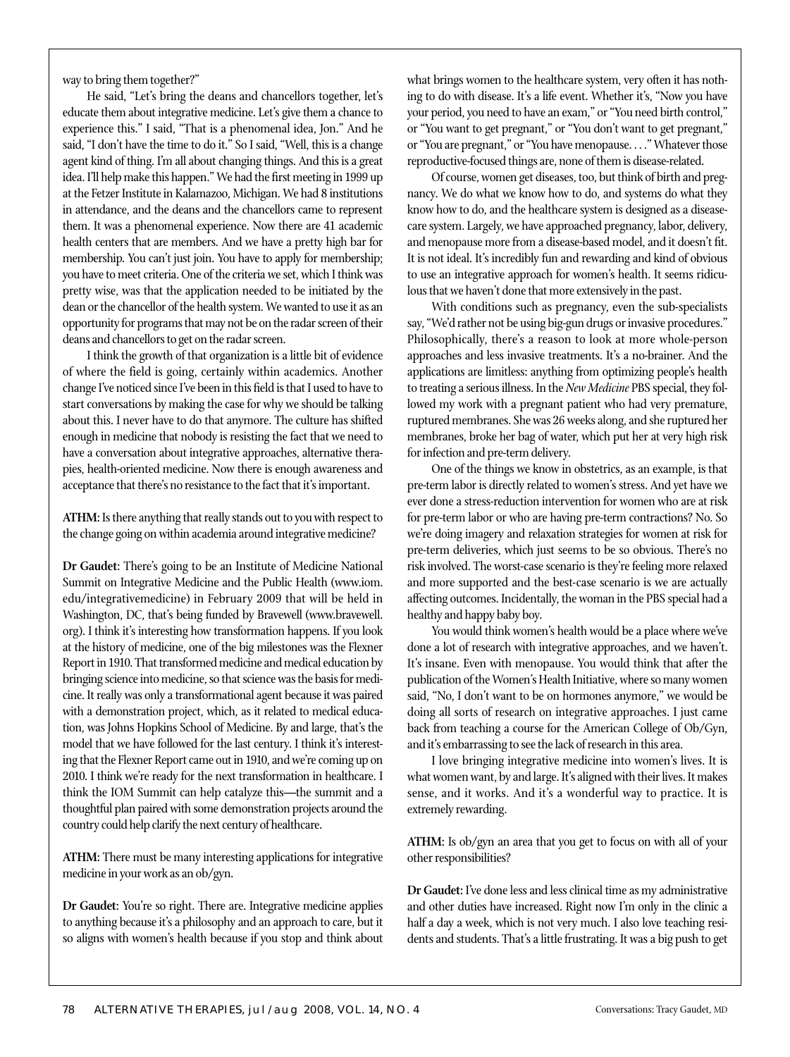way to bring them together?"

He said, "Let's bring the deans and chancellors together, let's educate them about integrative medicine. Let's give them a chance to experience this." I said, "That is a phenomenal idea, Jon." And he said, "I don't have the time to do it." So I said, "Well, this is a change agent kind of thing. I'm all about changing things. And this is a great idea. I'll help make this happen." We had the first meeting in 1999 up at the Fetzer Institute in Kalamazoo, Michigan. We had 8 institutions in attendance, and the deans and the chancellors came to represent them. It was a phenomenal experience. Now there are 41 academic health centers that are members. And we have a pretty high bar for membership. You can't just join. You have to apply for membership; you have to meet criteria. One of the criteria we set, which I think was pretty wise, was that the application needed to be initiated by the dean or the chancellor of the health system. We wanted to use it as an opportunity for programs that may not be on the radar screen of their deans and chancellors to get on the radar screen.

I think the growth of that organization is a little bit of evidence of where the field is going, certainly within academics. Another change I've noticed since I've been in this field is that I used to have to start conversations by making the case for why we should be talking about this. I never have to do that anymore. The culture has shifted enough in medicine that nobody is resisting the fact that we need to have a conversation about integrative approaches, alternative therapies, health-oriented medicine. Now there is enough awareness and acceptance that there's no resistance to the fact that it's important.

**ATHM**: Is there anything that really stands out to you with respect to the change going on within academia around integrative medicine?

**Dr Gaudet**: There's going to be an Institute of Medicine National Summit on Integrative Medicine and the Public Health (www.iom.edu/integrativemedicine) in February 2009 that will be held in Washington, DC, that's being funded by Bravewell (www.bravewell.org). I think it's interesting how transformation happens. If you look at the history of medicine, one of the big milestones was the Flexner Report in 1910. That transformed medicine and medical education by bringing science into medicine, so that science was the basis for medicine. It really was only a transformational agent because it was paired with a demonstration project, which, as it related to medical education, was Johns Hopkins School of Medicine. By and large, that's the model that we have followed for the last century. I think it's interesting that the Flexner Report came out in 1910, and we're coming up on 2010. I think we're ready for the next transformation in healthcare. I think the IOM Summit can help catalyze this—the summit and a thoughtful plan paired with some demonstration projects around the country could help clarify the next century of healthcare.

**ATHM**: There must be many interesting applications for integrative medicine in your work as an ob/gyn.

**Dr Gaudet**: You're so right. There are. Integrative medicine applies to anything because it's a philosophy and an approach to care, but it so aligns with women's health because if you stop and think about what brings women to the healthcare system, very often it has nothing to do with disease. It's a life event. Whether it's, "Now you have your period, you need to have an exam," or "You need birth control," or "You want to get pregnant," or "You don't want to get pregnant," or "You are pregnant," or "You have menopause. . . ." Whatever those reproductive-focused things are, none of them is disease-related.

Of course, women get diseases, too, but think of birth and pregnancy. We do what we know how to do, and systems do what they know how to do, and the healthcare system is designed as a disease-care system. Largely, we have approached pregnancy, labor, delivery, and menopause more from a disease-based model, and it doesn't fit. It is not ideal. It's incredibly fun and rewarding and kind of obvious to use an integrative approach for women's health. It seems ridiculous that we haven't done that more extensively in the past.

With conditions such as pregnancy, even the sub-specialists say, "We'd rather not be using big-gun drugs or invasive procedures." Philosophically, there's a reason to look at more whole-person approaches and less invasive treatments. It's a no-brainer. And the applications are limitless: anything from optimizing people's health to treating a serious illness. In the *New Medicine* PBS special, they followed my work with a pregnant patient who had very premature, ruptured membranes. She was 26 weeks along, and she ruptured her membranes, broke her bag of water, which put her at very high risk for infection and pre-term delivery.

One of the things we know in obstetrics, as an example, is that pre-term labor is directly related to women's stress. And yet have we ever done a stress-reduction intervention for women who are at risk for pre-term labor or who are having pre-term contractions? No. So we're doing imagery and relaxation strategies for women at risk for pre-term deliveries, which just seems to be so obvious. There's no risk involved. The worst-case scenario is they're feeling more relaxed and more supported and the best-case scenario is we are actually affecting outcomes. Incidentally, the woman in the PBS special had a healthy and happy baby boy.

You would think women's health would be a place where we've done a lot of research with integrative approaches, and we haven't. It's insane. Even with menopause. You would think that after the publication of the Women's Health Initiative, where so many women said, "No, I don't want to be on hormones anymore," we would be doing all sorts of research on integrative approaches. I just came back from teaching a course for the American College of Ob/Gyn, and it's embarrassing to see the lack of research in this area.

I love bringing integrative medicine into women's lives. It is what women want, by and large. It's aligned with their lives. It makes sense, and it works. And it's a wonderful way to practice. It is extremely rewarding.

**ATHM**: Is ob/gyn an area that you get to focus on with all of your other responsibilities?

**Dr Gaudet**: I've done less and less clinical time as my administrative and other duties have increased. Right now I'm only in the clinic a half a day a week, which is not very much. I also love teaching residents and students. That's a little frustrating. It was a big push to get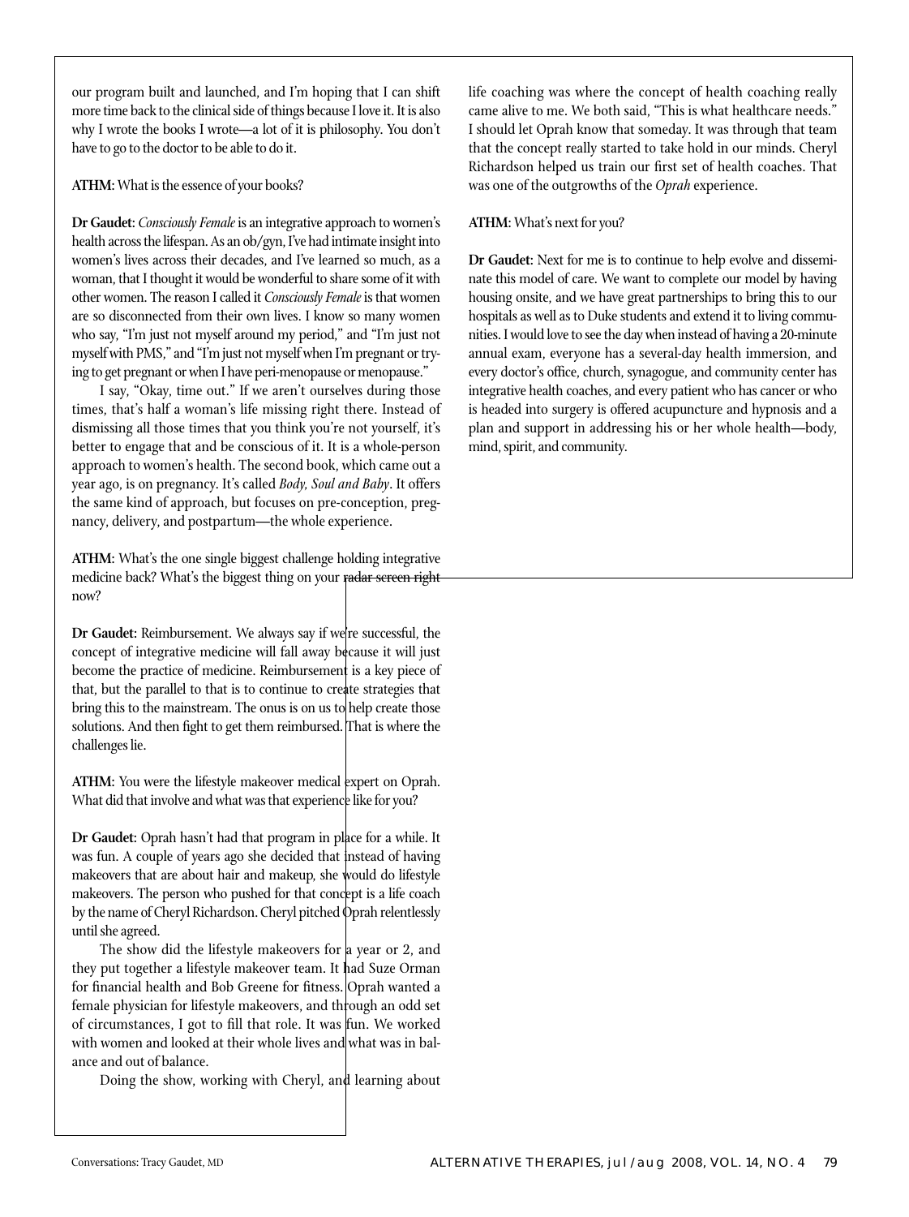our program built and launched, and I'm hoping that I can shift more time back to the clinical side of things because I love it. It is also why I wrote the books I wrote—a lot of it is philosophy. You don't have to go to the doctor to be able to do it.

**ATHM:** What is the essence of your books?

**Dr Gaudet:** *Consciously Female* is an integrative approach to women's health across the lifespan. As an ob/gyn, I've had intimate insight into women's lives across their decades, and I've learned so much, as a woman, that I thought it would be wonderful to share some of it with other women. The reason I called it *Consciously Female* is that women are so disconnected from their own lives. I know so many women who say, "I'm just not myself around my period," and "I'm just not myself with PMS," and "I'm just not myself when I'm pregnant or trying to get pregnant or when I have peri-menopause or menopause."

I say, "Okay, time out." If we aren't ourselves during those times, that's half a woman's life missing right there. Instead of dismissing all those times that you think you're not yourself, it's better to engage that and be conscious of it. It is a whole-person approach to women's health. The second book, which came out a year ago, is on pregnancy. It's called *Body, Soul and Baby*. It offers the same kind of approach, but focuses on pre-conception, pregnancy, delivery, and postpartum—the whole experience.

**ATHM:** What's the one single biggest challenge holding integrative medicine back? What's the biggest thing on your radar screen right now?

**Dr Gaudet:** Reimbursement. We always say if we're successful, the concept of integrative medicine will fall away because it will just become the practice of medicine. Reimbursement is a key piece of that, but the parallel to that is to continue to create strategies that bring this to the mainstream. The onus is on us to help create those solutions. And then fight to get them reimbursed. That is where the challenges lie.

**ATHM:** You were the lifestyle makeover medical expert on Oprah. What did that involve and what was that experience like for you?

**Dr Gaudet:** Oprah hasn't had that program in place for a while. It was fun. A couple of years ago she decided that instead of having makeovers that are about hair and makeup, she would do lifestyle makeovers. The person who pushed for that concept is a life coach by the name of Cheryl Richardson. Cheryl pitched Oprah relentlessly until she agreed.

The show did the lifestyle makeovers for a year or 2, and they put together a lifestyle makeover team. It had Suze Orman for financial health and Bob Greene for fitness. Oprah wanted a female physician for lifestyle makeovers, and through an odd set of circumstances, I got to fill that role. It was fun. We worked with women and looked at their whole lives and what was in balance and out of balance.

Doing the show, working with Cheryl, and learning about life coaching was where the concept of health coaching really came alive to me. We both said, "This is what healthcare needs." I should let Oprah know that someday. It was through that team that the concept really started to take hold in our minds. Cheryl Richardson helped us train our first set of health coaches. That was one of the outgrowths of the *Oprah* experience.

**ATHM:** What's next for you?

**Dr Gaudet:** Next for me is to continue to help evolve and disseminate this model of care. We want to complete our model by having housing onsite, and we have great partnerships to bring this to our hospitals as well as to Duke students and extend it to living communities. I would love to see the day when instead of having a 20-minute annual exam, everyone has a several-day health immersion, and every doctor's office, church, synagogue, and community center has integrative health coaches, and every patient who has cancer or who is headed into surgery is offered acupuncture and hypnosis and a plan and support in addressing his or her whole health—body, mind, spirit, and community.